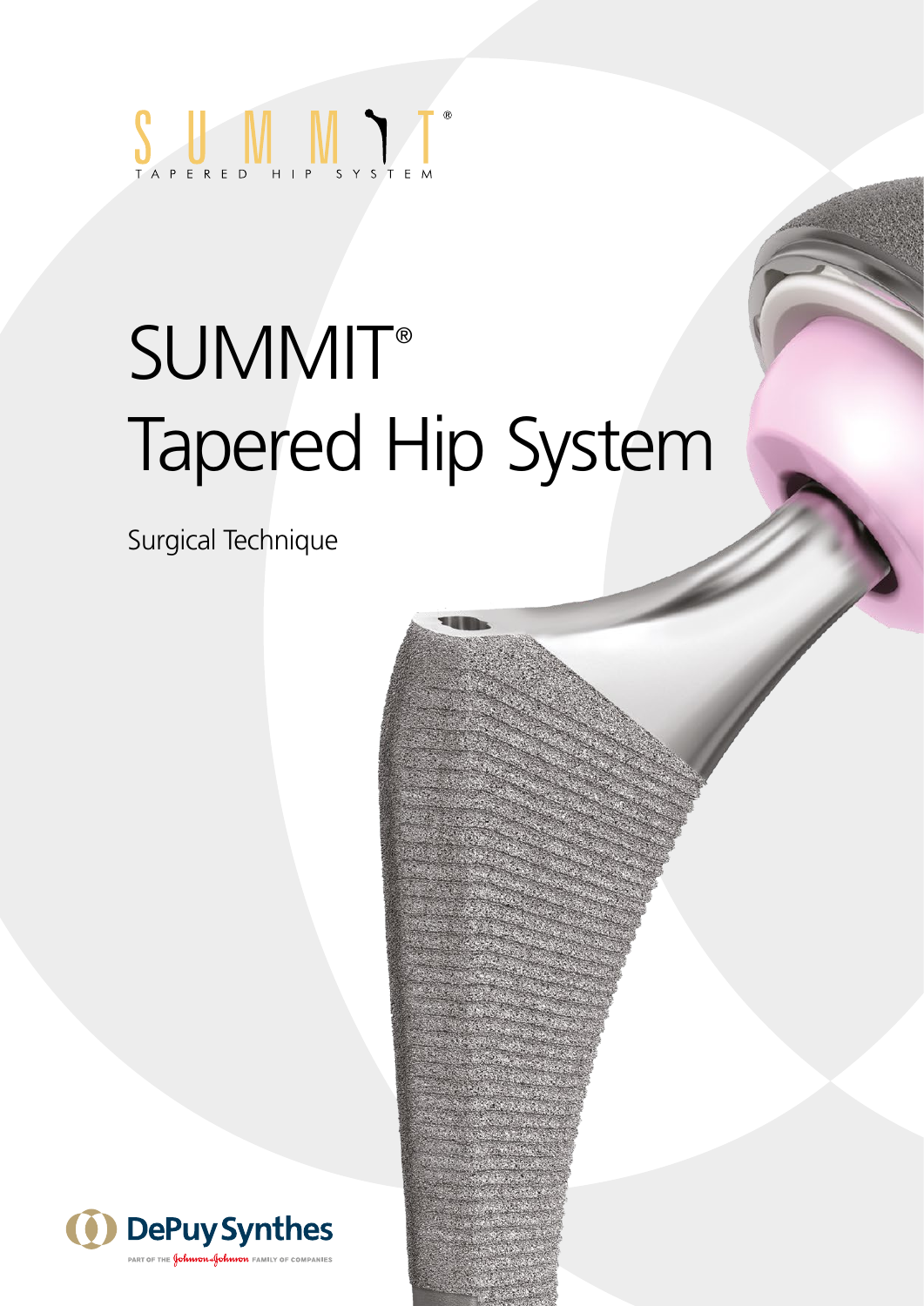SUMMIT®

TAPERED HIP SYSTEM

# SUMMIT® Tapered Hip System

Surgical Technique

DePuy Synthes

PART OF THE Johnson & Johnson FAMILY OF COMPANIES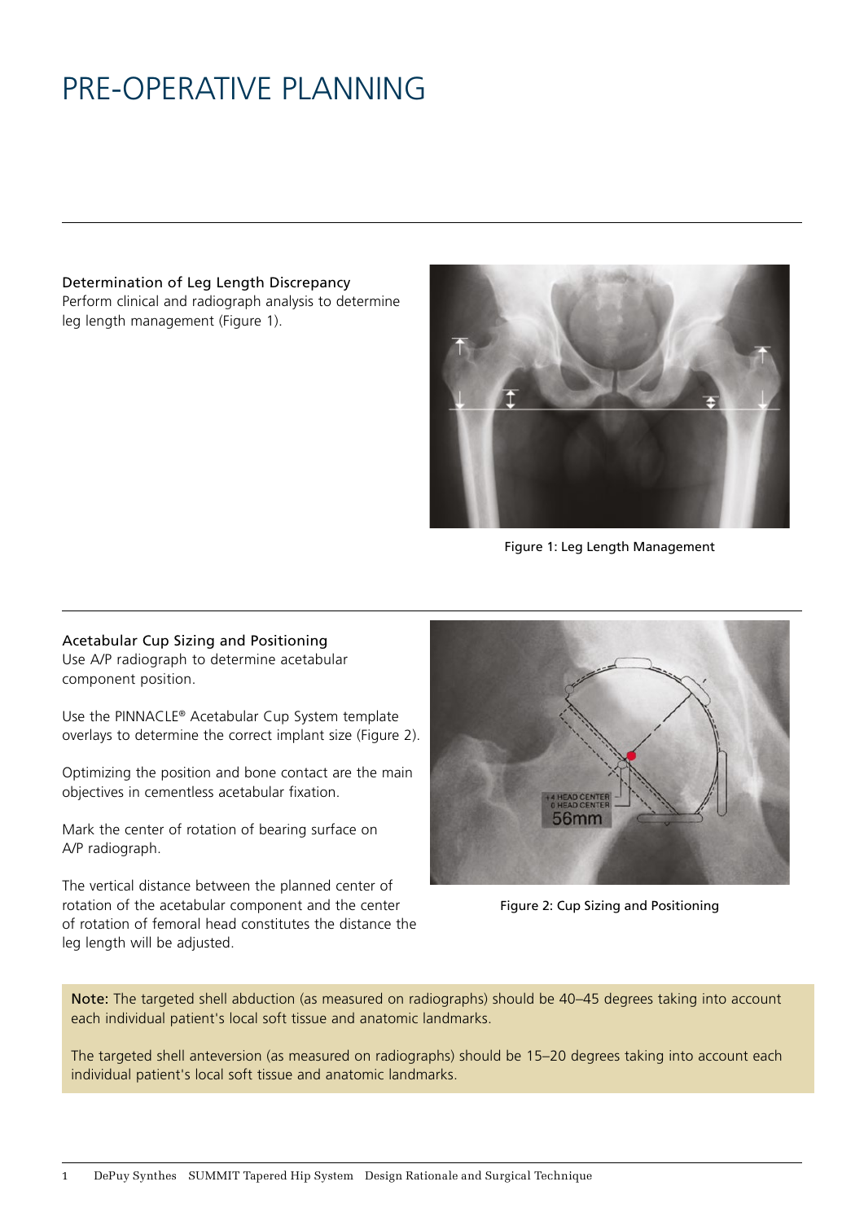# PRE-OPERATIVE PLANNING

### Determination of Leg Length Discrepancy

Perform clinical and radiograph analysis to determine leg length management (Figure 1).

Figure 1: Leg Length Management

### Acetabular Cup Sizing and Positioning

Use A/P radiograph to determine acetabular component position.

Use the PINNACLE® Acetabular Cup System template overlays to determine the correct implant size (Figure 2).

Optimizing the position and bone contact are the main objectives in cementless acetabular fixation.

Mark the center of rotation of bearing surface on A/P radiograph.

The vertical distance between the planned center of rotation of the acetabular component and the center of rotation of femoral head constitutes the distance the leg length will be adjusted.

Figure 2: Cup Sizing and Positioning

**Note:** The targeted shell abduction (as measured on radiographs) should be 40–45 degrees taking into account each individual patient's local soft tissue and anatomic landmarks.

The targeted shell anteversion (as measured on radiographs) should be 15–20 degrees taking into account each individual patient's local soft tissue and anatomic landmarks.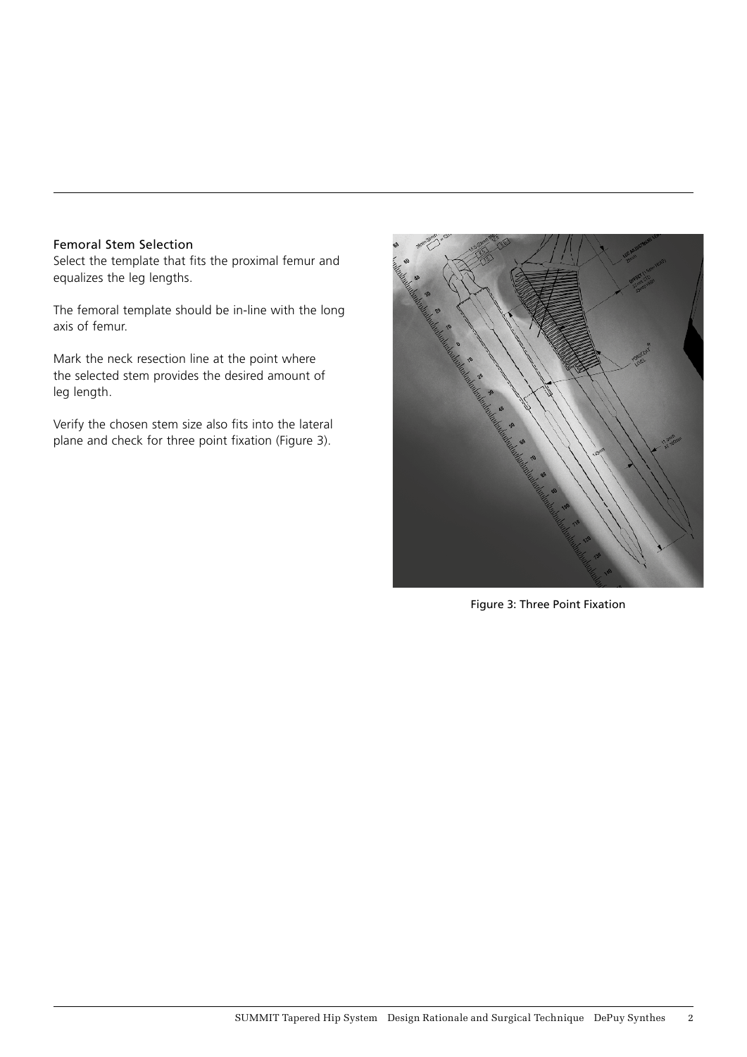### Femoral Stem Selection

Select the template that fits the proximal femur and equalizes the leg lengths.

The femoral template should be in-line with the long axis of femur.

Mark the neck resection line at the point where the selected stem provides the desired amount of leg length.

Verify the chosen stem size also fits into the lateral plane and check for three point fixation (Figure 3).

Figure 3: Three Point Fixation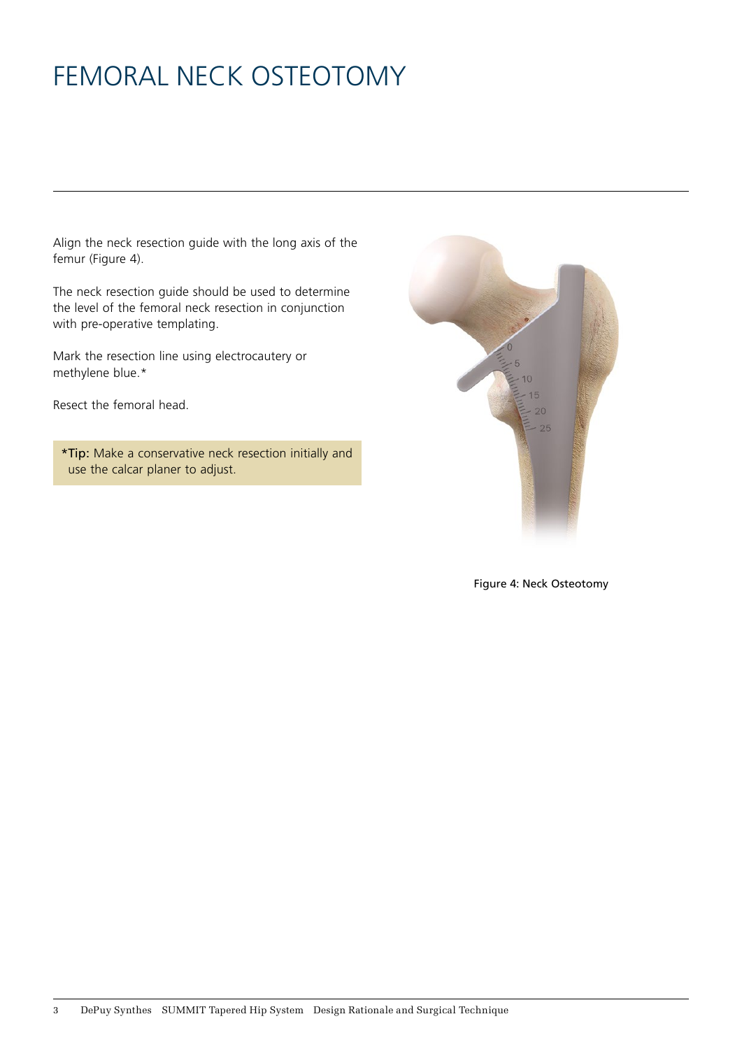# FEMORAL NECK OSTEOTOMY

Align the neck resection guide with the long axis of the femur (Figure 4).

The neck resection guide should be used to determine the level of the femoral neck resection in conjunction with pre-operative templating.

Mark the resection line using electrocautery or methylene blue.*

Resect the femoral head.

> ***Tip:** Make a conservative neck resection initially and use the calcar planer to adjust.

Figure 4: Neck Osteotomy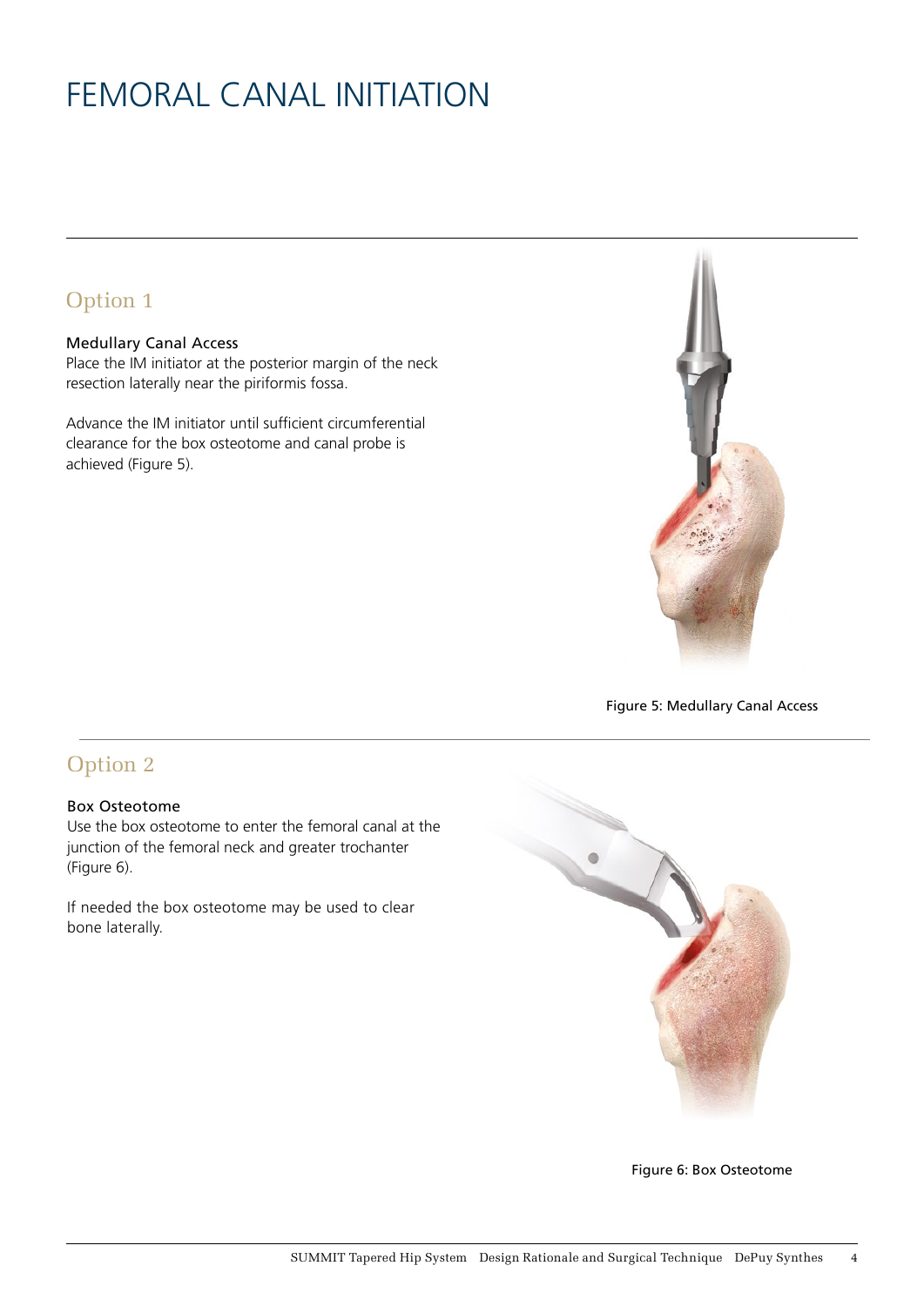# FEMORAL CANAL INITIATION

## Option 1

### Medullary Canal Access

Place the IM initiator at the posterior margin of the neck resection laterally near the piriformis fossa.

Advance the IM initiator until sufficient circumferential clearance for the box osteotome and canal probe is achieved (Figure 5).

Figure 5: Medullary Canal Access

## Option 2

### Box Osteotome

Use the box osteotome to enter the femoral canal at the junction of the femoral neck and greater trochanter (Figure 6).

If needed the box osteotome may be used to clear bone laterally.

Figure 6: Box Osteotome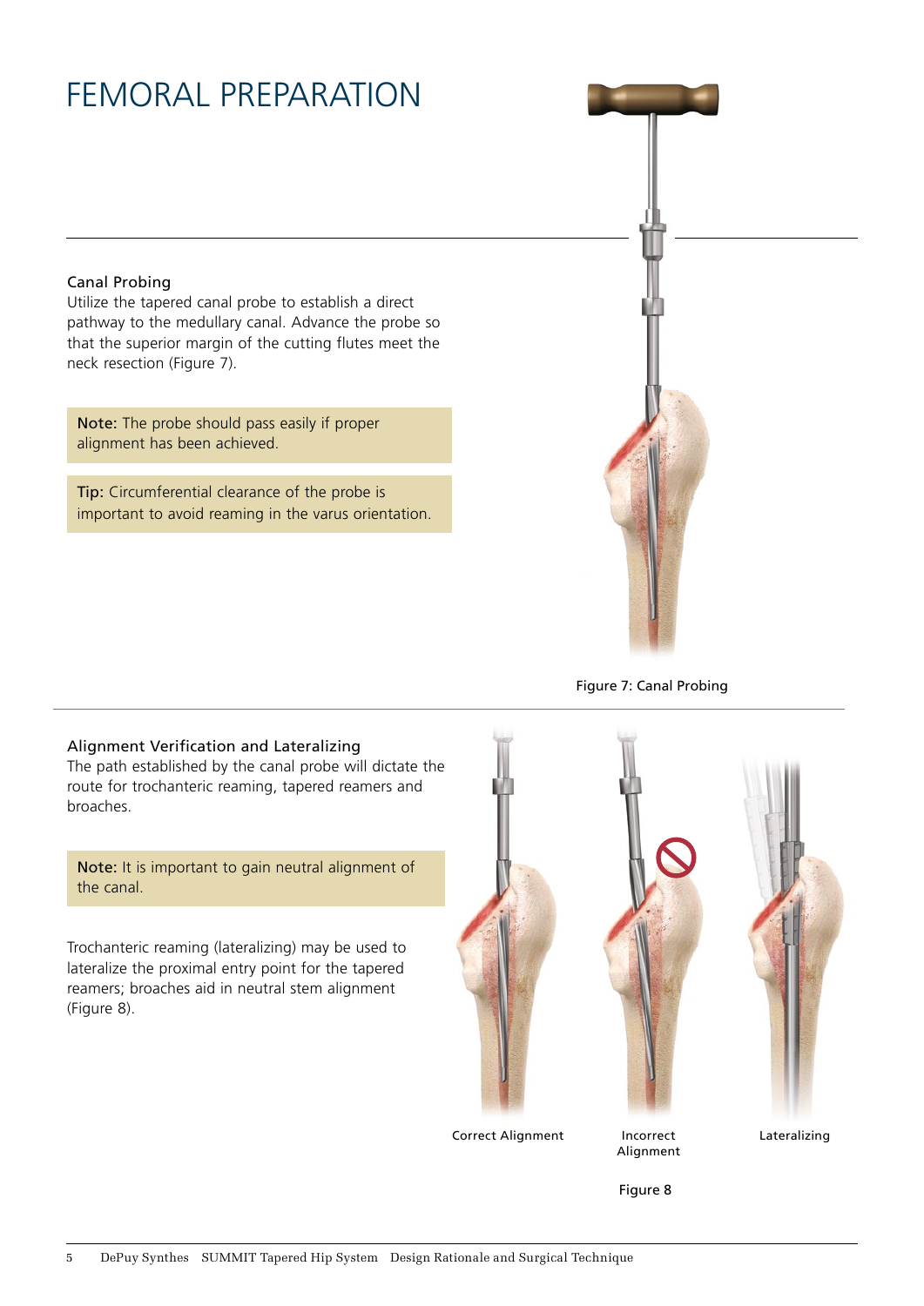# FEMORAL PREPARATION

### Canal Probing

Utilize the tapered canal probe to establish a direct pathway to the medullary canal. Advance the probe so that the superior margin of the cutting flutes meet the neck resection (Figure 7).

**Note:** The probe should pass easily if proper alignment has been achieved.

**Tip:** Circumferential clearance of the probe is important to avoid reaming in the varus orientation.

Figure 7: Canal Probing

### Alignment Verification and Lateralizing

The path established by the canal probe will dictate the route for trochanteric reaming, tapered reamers and broaches.

**Note:** It is important to gain neutral alignment of the canal.

Trochanteric reaming (lateralizing) may be used to lateralize the proximal entry point for the tapered reamers; broaches aid in neutral stem alignment (Figure 8).

Correct Alignment

Incorrect Alignment

Lateralizing

Figure 8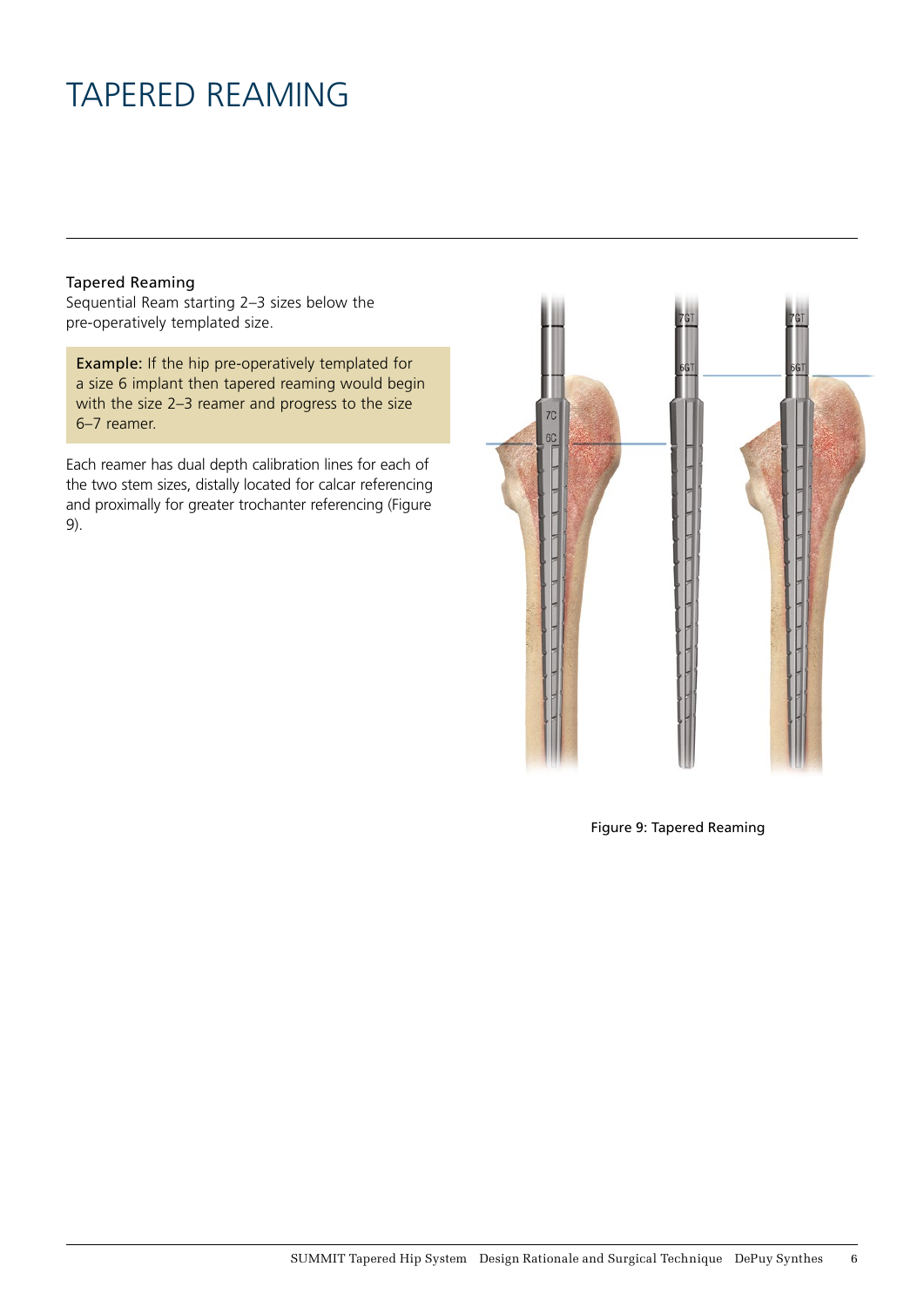# TAPERED REAMING

### Tapered Reaming

Sequential Ream starting 2–3 sizes below the pre-operatively templated size.

**Example:** If the hip pre-operatively templated for a size 6 implant then tapered reaming would begin with the size 2–3 reamer and progress to the size 6–7 reamer.

Each reamer has dual depth calibration lines for each of the two stem sizes, distally located for calcar referencing and proximally for greater trochanter referencing (Figure 9).

Figure 9: Tapered Reaming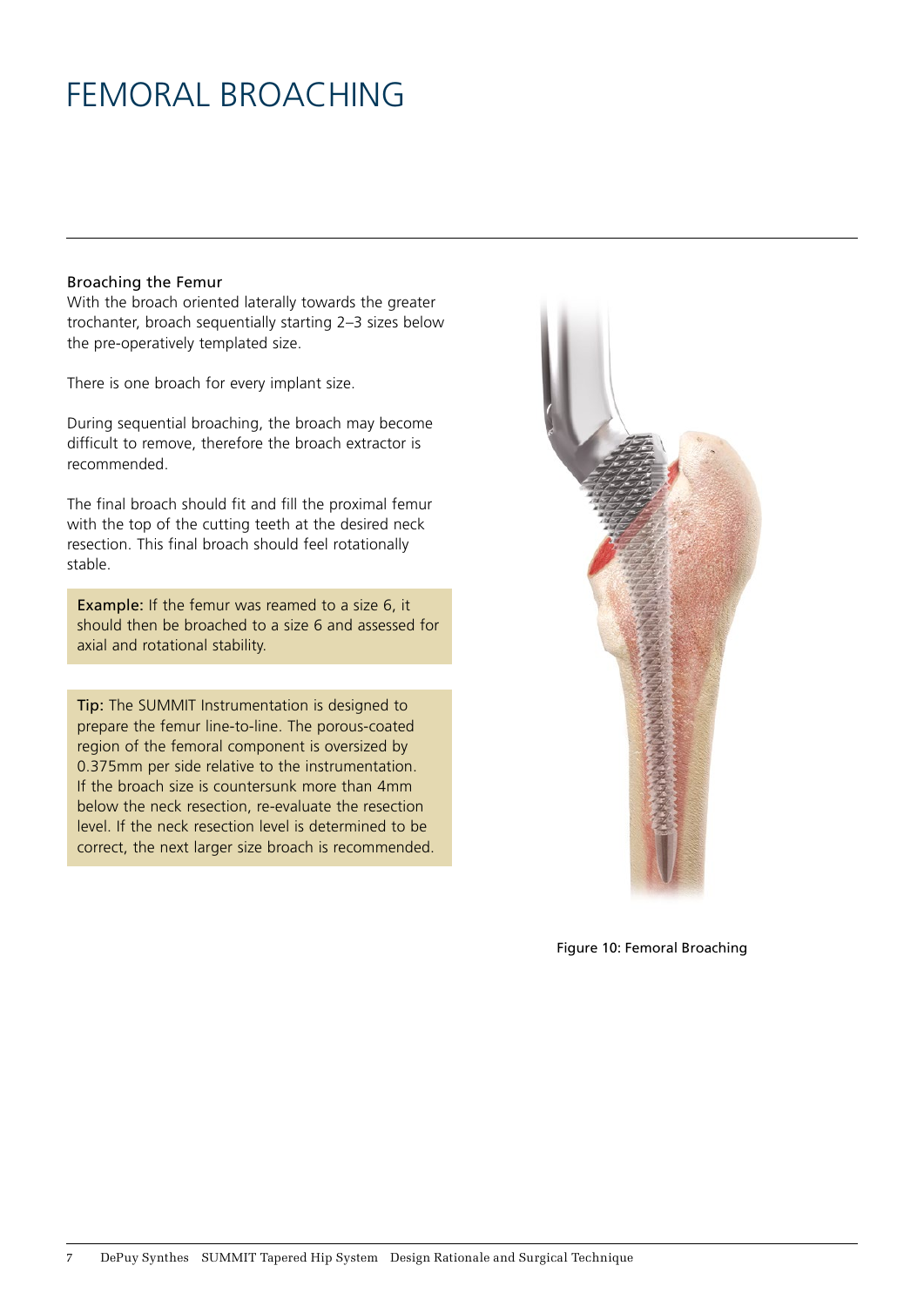# FEMORAL BROACHING

### Broaching the Femur

With the broach oriented laterally towards the greater trochanter, broach sequentially starting 2–3 sizes below the pre-operatively templated size.

There is one broach for every implant size.

During sequential broaching, the broach may become difficult to remove, therefore the broach extractor is recommended.

The final broach should fit and fill the proximal femur with the top of the cutting teeth at the desired neck resection. This final broach should feel rotationally stable.

**Example:** If the femur was reamed to a size 6, it should then be broached to a size 6 and assessed for axial and rotational stability.

**Tip:** The SUMMIT Instrumentation is designed to prepare the femur line-to-line. The porous-coated region of the femoral component is oversized by 0.375mm per side relative to the instrumentation. If the broach size is countersunk more than 4mm below the neck resection, re-evaluate the resection level. If the neck resection level is determined to be correct, the next larger size broach is recommended.

Figure 10: Femoral Broaching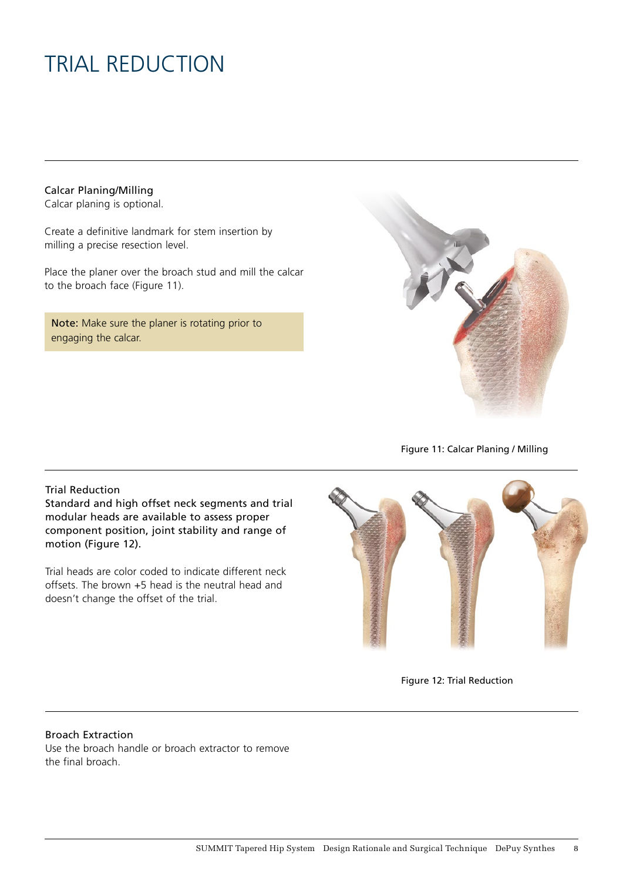# TRIAL REDUCTION

### Calcar Planing/Milling

Calcar planing is optional.

Create a definitive landmark for stem insertion by milling a precise resection level.

Place the planer over the broach stud and mill the calcar to the broach face (Figure 11).

**Note:** Make sure the planer is rotating prior to engaging the calcar.

Figure 11: Calcar Planing / Milling

### Trial Reduction

Standard and high offset neck segments and trial modular heads are available to assess proper component position, joint stability and range of motion (Figure 12).

Trial heads are color coded to indicate different neck offsets. The brown +5 head is the neutral head and doesn't change the offset of the trial.

Figure 12: Trial Reduction

### Broach Extraction

Use the broach handle or broach extractor to remove the final broach.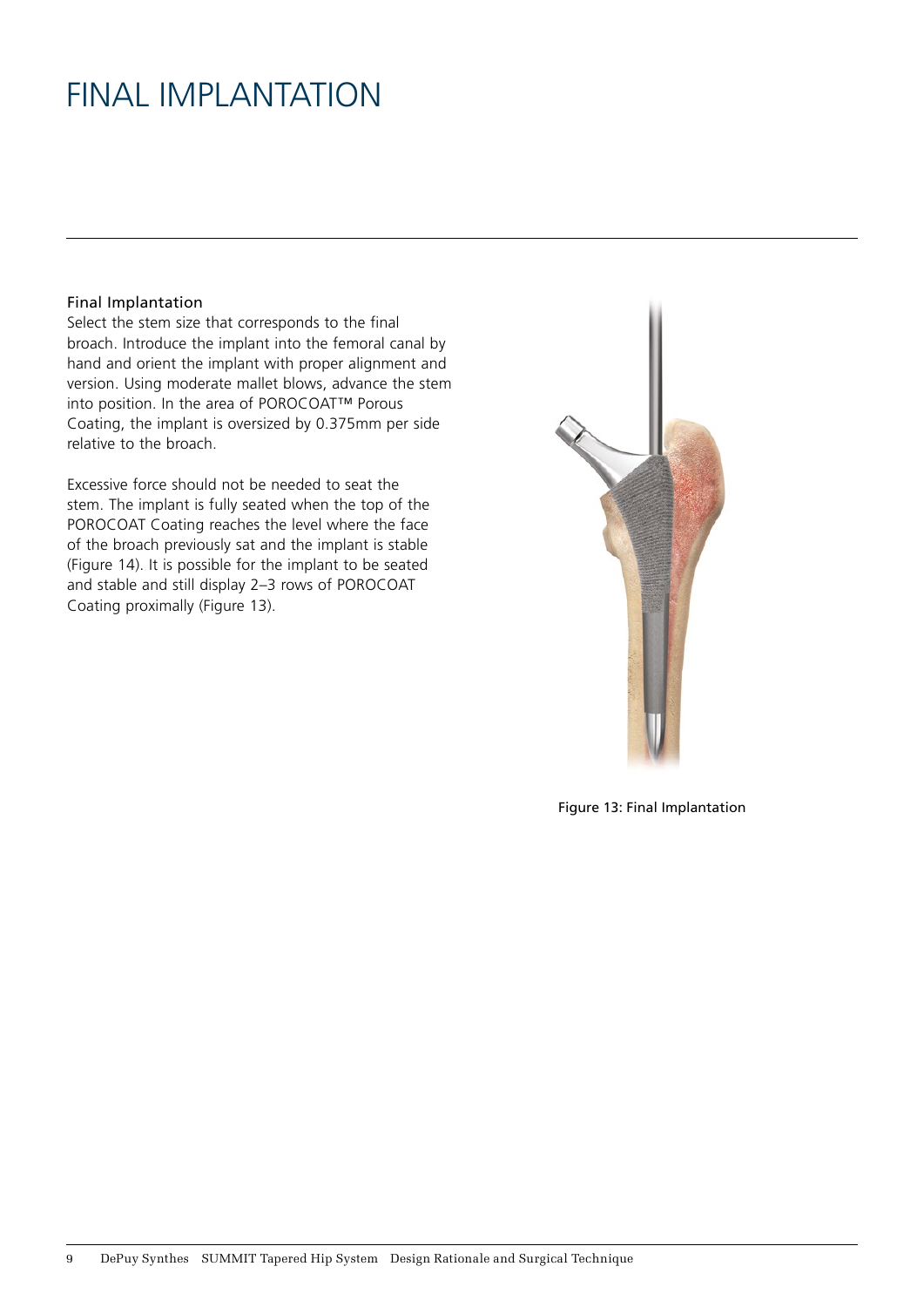# FINAL IMPLANTATION

### Final Implantation

Select the stem size that corresponds to the final broach. Introduce the implant into the femoral canal by hand and orient the implant with proper alignment and version. Using moderate mallet blows, advance the stem into position. In the area of POROCOAT™ Porous Coating, the implant is oversized by 0.375mm per side relative to the broach.

Excessive force should not be needed to seat the stem. The implant is fully seated when the top of the POROCOAT Coating reaches the level where the face of the broach previously sat and the implant is stable (Figure 14). It is possible for the implant to be seated and stable and still display 2–3 rows of POROCOAT Coating proximally (Figure 13).

Figure 13: Final Implantation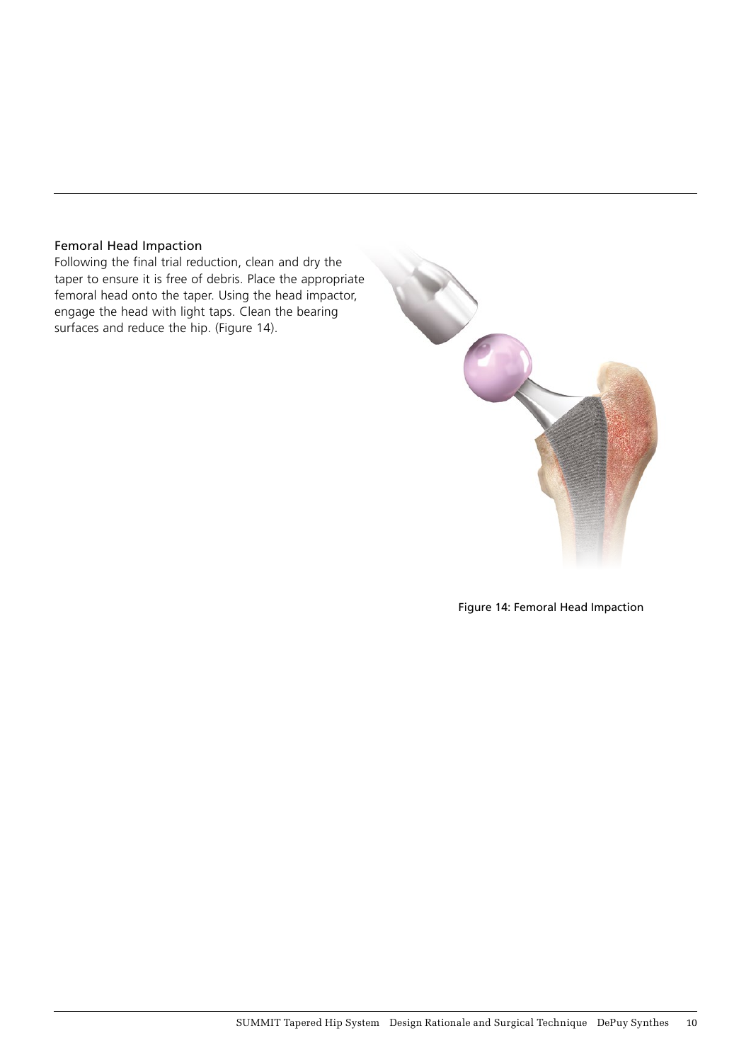### Femoral Head Impaction

Following the final trial reduction, clean and dry the taper to ensure it is free of debris. Place the appropriate femoral head onto the taper. Using the head impactor, engage the head with light taps. Clean the bearing surfaces and reduce the hip. (Figure 14).

Figure 14: Femoral Head Impaction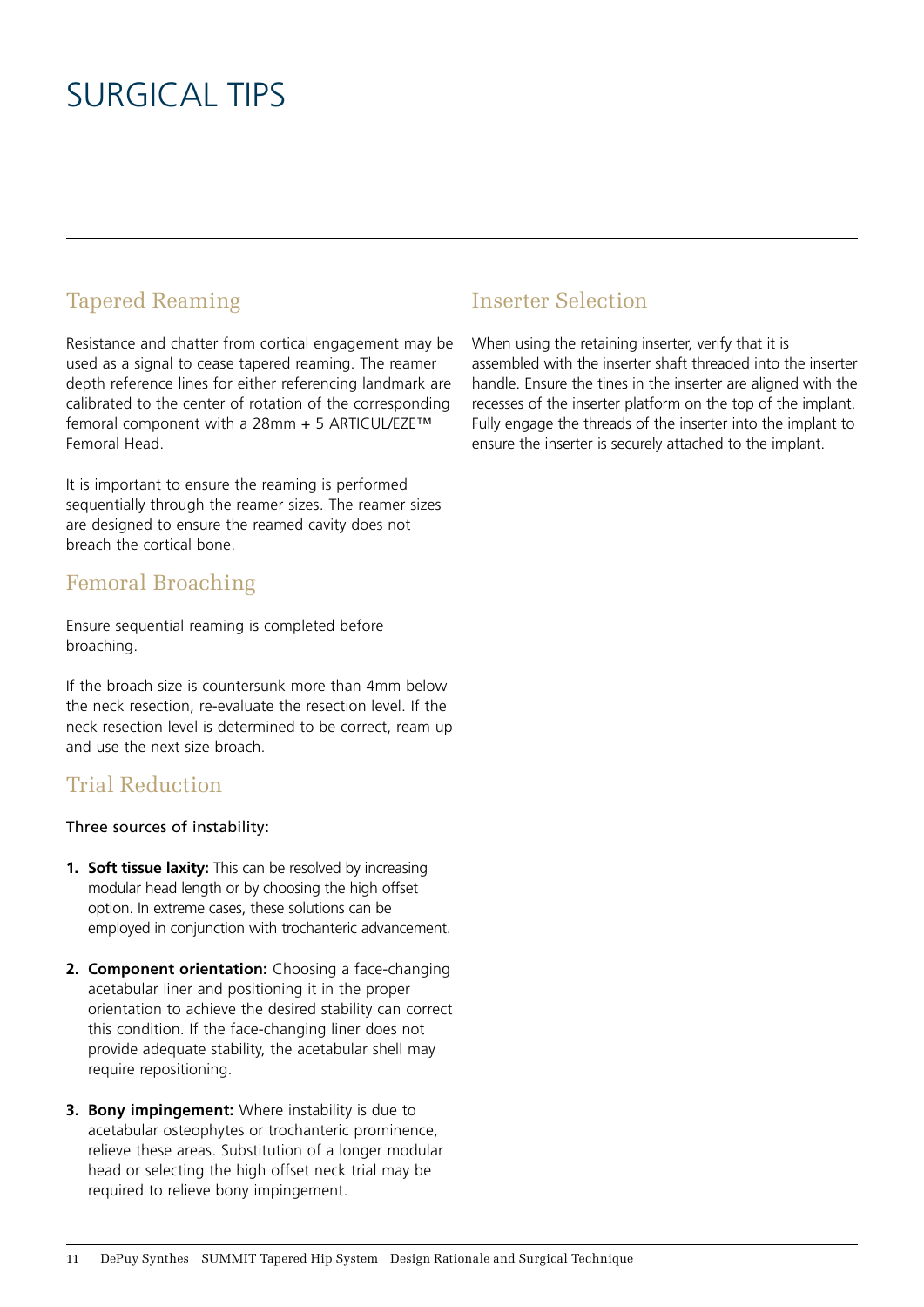# SURGICAL TIPS

## Tapered Reaming

Resistance and chatter from cortical engagement may be used as a signal to cease tapered reaming. The reamer depth reference lines for either referencing landmark are calibrated to the center of rotation of the corresponding femoral component with a 28mm + 5 ARTICUL/EZE™ Femoral Head.

It is important to ensure the reaming is performed sequentially through the reamer sizes. The reamer sizes are designed to ensure the reamed cavity does not breach the cortical bone.

## Femoral Broaching

Ensure sequential reaming is completed before broaching.

If the broach size is countersunk more than 4mm below the neck resection, re-evaluate the resection level. If the neck resection level is determined to be correct, ream up and use the next size broach.

## Trial Reduction

Three sources of instability:

1. **Soft tissue laxity:** This can be resolved by increasing modular head length or by choosing the high offset option. In extreme cases, these solutions can be employed in conjunction with trochanteric advancement.

2. **Component orientation:** Choosing a face-changing acetabular liner and positioning it in the proper orientation to achieve the desired stability can correct this condition. If the face-changing liner does not provide adequate stability, the acetabular shell may require repositioning.

3. **Bony impingement:** Where instability is due to acetabular osteophytes or trochanteric prominence, relieve these areas. Substitution of a longer modular head or selecting the high offset neck trial may be required to relieve bony impingement.

## Inserter Selection

When using the retaining inserter, verify that it is assembled with the inserter shaft threaded into the inserter handle. Ensure the tines in the inserter are aligned with the recesses of the inserter platform on the top of the implant. Fully engage the threads of the inserter into the implant to ensure the inserter is securely attached to the implant.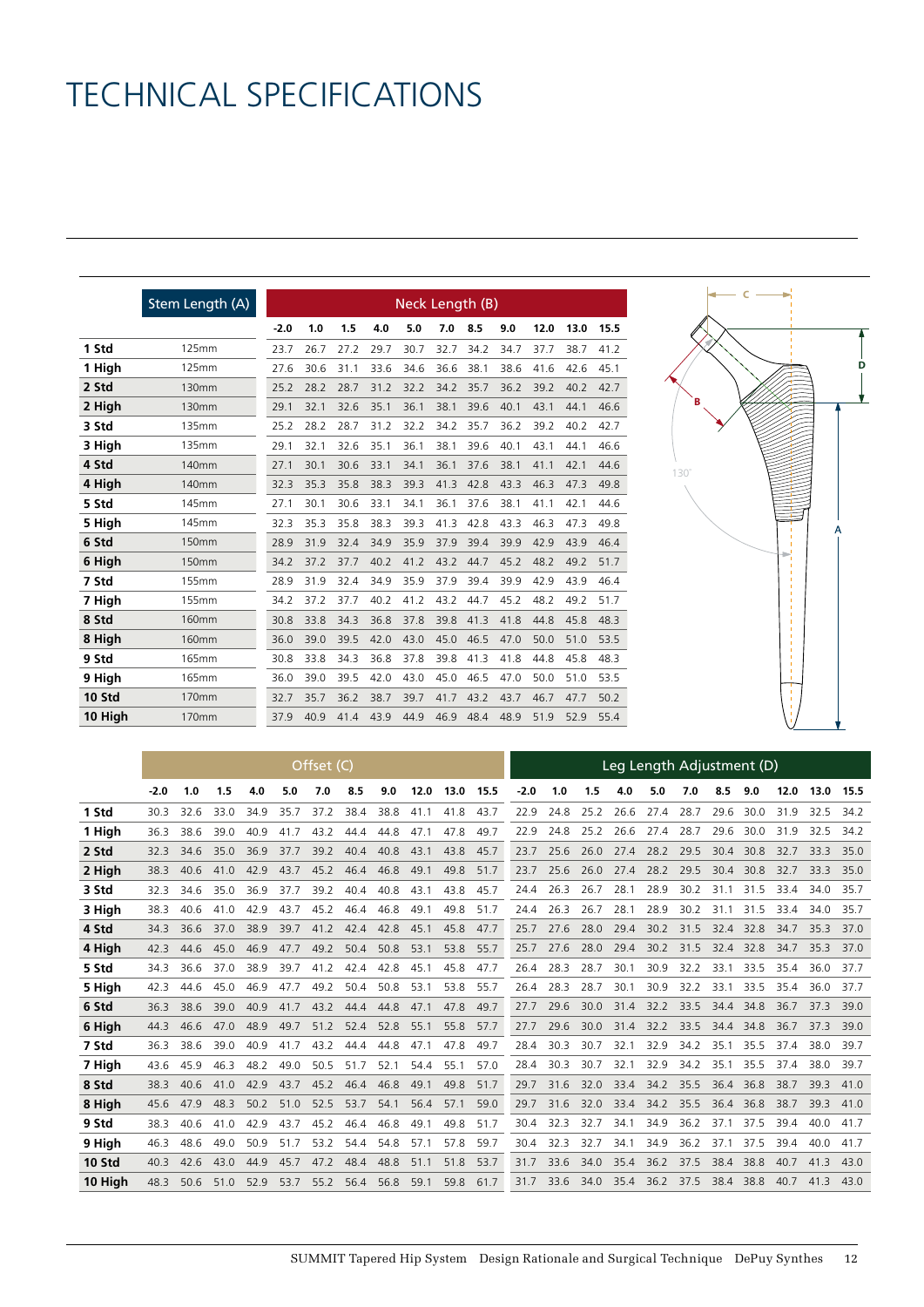# TECHNICAL SPECIFICATIONS

| | Stem Length (A) | Neck Length (B) | | | | | | | | | | |
|---|---|---|---|---|---|---|---|---|---|---|---|---|
| | | -2.0 | 1.0 | 1.5 | 4.0 | 5.0 | 7.0 | 8.5 | 9.0 | 12.0 | 13.0 | 15.5 |
| **1 Std** | 125mm | 23.7 | 26.7 | 27.2 | 29.7 | 30.7 | 32.7 | 34.2 | 34.7 | 37.7 | 38.7 | 41.2 |
| **1 High** | 125mm | 27.6 | 30.6 | 31.1 | 33.6 | 34.6 | 36.6 | 38.1 | 38.6 | 41.6 | 42.6 | 45.1 |
| **2 Std** | 130mm | 25.2 | 28.2 | 28.7 | 31.2 | 32.2 | 34.2 | 35.7 | 36.2 | 39.2 | 40.2 | 42.7 |
| **2 High** | 130mm | 29.1 | 32.1 | 32.6 | 35.1 | 36.1 | 38.1 | 39.6 | 40.1 | 43.1 | 44.1 | 46.6 |
| **3 Std** | 135mm | 25.2 | 28.2 | 28.7 | 31.2 | 32.2 | 34.2 | 35.7 | 36.2 | 39.2 | 40.2 | 42.7 |
| **3 High** | 135mm | 29.1 | 32.1 | 32.6 | 35.1 | 36.1 | 38.1 | 39.6 | 40.1 | 43.1 | 44.1 | 46.6 |
| **4 Std** | 140mm | 27.1 | 30.1 | 30.6 | 33.1 | 34.1 | 36.1 | 37.6 | 38.1 | 41.1 | 42.1 | 44.6 |
| **4 High** | 140mm | 32.3 | 35.3 | 35.8 | 38.3 | 39.3 | 41.3 | 42.8 | 43.3 | 46.3 | 47.3 | 49.8 |
| **5 Std** | 145mm | 27.1 | 30.1 | 30.6 | 33.1 | 34.1 | 36.1 | 37.6 | 38.1 | 41.1 | 42.1 | 44.6 |
| **5 High** | 145mm | 32.3 | 35.3 | 35.8 | 38.3 | 39.3 | 41.3 | 42.8 | 43.3 | 46.3 | 47.3 | 49.8 |
| **6 Std** | 150mm | 28.9 | 31.9 | 32.4 | 34.9 | 35.9 | 37.9 | 39.4 | 39.9 | 42.9 | 43.9 | 46.4 |
| **6 High** | 150mm | 34.2 | 37.2 | 37.7 | 40.2 | 41.2 | 43.2 | 44.7 | 45.2 | 48.2 | 49.2 | 51.7 |
| **7 Std** | 155mm | 28.9 | 31.9 | 32.4 | 34.9 | 35.9 | 37.9 | 39.4 | 39.9 | 42.9 | 43.9 | 46.4 |
| **7 High** | 155mm | 34.2 | 37.2 | 37.7 | 40.2 | 41.2 | 43.2 | 44.7 | 45.2 | 48.2 | 49.2 | 51.7 |
| **8 Std** | 160mm | 30.8 | 33.8 | 34.3 | 36.8 | 37.8 | 39.8 | 41.3 | 41.8 | 44.8 | 45.8 | 48.3 |
| **8 High** | 160mm | 36.0 | 39.0 | 39.5 | 42.0 | 43.0 | 45.0 | 46.5 | 47.0 | 50.0 | 51.0 | 53.5 |
| **9 Std** | 165mm | 30.8 | 33.8 | 34.3 | 36.8 | 37.8 | 39.8 | 41.3 | 41.8 | 44.8 | 45.8 | 48.3 |
| **9 High** | 165mm | 36.0 | 39.0 | 39.5 | 42.0 | 43.0 | 45.0 | 46.5 | 47.0 | 50.0 | 51.0 | 53.5 |
| **10 Std** | 170mm | 32.7 | 35.7 | 36.2 | 38.7 | 39.7 | 41.7 | 43.2 | 43.7 | 46.7 | 47.7 | 50.2 |
| **10 High** | 170mm | 37.9 | 40.9 | 41.4 | 43.9 | 44.9 | 46.9 | 48.4 | 48.9 | 51.9 | 52.9 | 55.4 |

| | Offset (C) | | | | | | | | | | | Leg Length Adjustment (D) | | | | | | | | | | |
|---|---|---|---|---|---|---|---|---|---|---|---|---|---|---|---|---|---|---|---|---|---|---|
| | -2.0 | 1.0 | 1.5 | 4.0 | 5.0 | 7.0 | 8.5 | 9.0 | 12.0 | 13.0 | 15.5 | -2.0 | 1.0 | 1.5 | 4.0 | 5.0 | 7.0 | 8.5 | 9.0 | 12.0 | 13.0 | 15.5 |
| **1 Std** | 30.3 | 32.6 | 33.0 | 34.9 | 35.7 | 37.2 | 38.4 | 38.8 | 41.1 | 41.8 | 43.7 | 22.9 | 24.8 | 25.2 | 26.6 | 27.4 | 28.7 | 29.6 | 30.0 | 31.9 | 32.5 | 34.2 |
| **1 High** | 36.3 | 38.6 | 39.0 | 40.9 | 41.7 | 43.2 | 44.4 | 44.8 | 47.1 | 47.8 | 49.7 | 22.9 | 24.8 | 25.2 | 26.6 | 27.4 | 28.7 | 29.6 | 30.0 | 31.9 | 32.5 | 34.2 |
| **2 Std** | 32.3 | 34.6 | 35.0 | 36.9 | 37.7 | 39.2 | 40.4 | 40.8 | 43.1 | 43.8 | 45.7 | 23.7 | 25.6 | 26.0 | 27.4 | 28.2 | 29.5 | 30.4 | 30.8 | 32.7 | 33.3 | 35.0 |
| **2 High** | 38.3 | 40.6 | 41.0 | 42.9 | 43.7 | 45.2 | 46.4 | 46.8 | 49.1 | 49.8 | 51.7 | 23.7 | 25.6 | 26.0 | 27.4 | 28.2 | 29.5 | 30.4 | 30.8 | 32.7 | 33.3 | 35.0 |
| **3 Std** | 32.3 | 34.6 | 35.0 | 36.9 | 37.7 | 39.2 | 40.4 | 40.8 | 43.1 | 43.8 | 45.7 | 24.4 | 26.3 | 26.7 | 28.1 | 28.9 | 30.2 | 31.1 | 31.5 | 33.4 | 34.0 | 35.7 |
| **3 High** | 38.3 | 40.6 | 41.0 | 42.9 | 43.7 | 45.2 | 46.4 | 46.8 | 49.1 | 49.8 | 51.7 | 24.4 | 26.3 | 26.7 | 28.1 | 28.9 | 30.2 | 31.1 | 31.5 | 33.4 | 34.0 | 35.7 |
| **4 Std** | 34.3 | 36.6 | 37.0 | 38.9 | 39.7 | 41.2 | 42.4 | 42.8 | 45.1 | 45.8 | 47.7 | 25.7 | 27.6 | 28.0 | 29.4 | 30.2 | 31.5 | 32.4 | 32.8 | 34.7 | 35.3 | 37.0 |
| **4 High** | 42.3 | 44.6 | 45.0 | 46.9 | 47.7 | 49.2 | 50.4 | 50.8 | 53.1 | 53.8 | 55.7 | 25.7 | 27.6 | 28.0 | 29.4 | 30.2 | 31.5 | 32.4 | 32.8 | 34.7 | 35.3 | 37.0 |
| **5 Std** | 34.3 | 36.6 | 37.0 | 38.9 | 39.7 | 41.2 | 42.4 | 42.8 | 45.1 | 45.8 | 47.7 | 26.4 | 28.3 | 28.7 | 30.1 | 30.9 | 32.2 | 33.1 | 33.5 | 35.4 | 36.0 | 37.7 |
| **5 High** | 42.3 | 44.6 | 45.0 | 46.9 | 47.7 | 49.2 | 50.4 | 50.8 | 53.1 | 53.8 | 55.7 | 26.4 | 28.3 | 28.7 | 30.1 | 30.9 | 32.2 | 33.1 | 33.5 | 35.4 | 36.0 | 37.7 |
| **6 Std** | 36.3 | 38.6 | 39.0 | 40.9 | 41.7 | 43.2 | 44.4 | 44.8 | 47.1 | 47.8 | 49.7 | 27.7 | 29.6 | 30.0 | 31.4 | 32.2 | 33.5 | 34.4 | 34.8 | 36.7 | 37.3 | 39.0 |
| **6 High** | 44.3 | 46.6 | 47.0 | 48.9 | 49.7 | 51.2 | 52.4 | 52.8 | 55.1 | 55.8 | 57.7 | 27.7 | 29.6 | 30.0 | 31.4 | 32.2 | 33.5 | 34.4 | 34.8 | 36.7 | 37.3 | 39.0 |
| **7 Std** | 36.3 | 38.6 | 39.0 | 40.9 | 41.7 | 43.2 | 44.4 | 44.8 | 47.1 | 47.8 | 49.7 | 28.4 | 30.3 | 30.7 | 32.1 | 32.9 | 34.2 | 35.1 | 35.5 | 37.4 | 38.0 | 39.7 |
| **7 High** | 43.6 | 45.9 | 46.3 | 48.2 | 49.0 | 50.5 | 51.7 | 52.1 | 54.4 | 55.1 | 57.0 | 28.4 | 30.3 | 30.7 | 32.1 | 32.9 | 34.2 | 35.1 | 35.5 | 37.4 | 38.0 | 39.7 |
| **8 Std** | 38.3 | 40.6 | 41.0 | 42.9 | 43.7 | 45.2 | 46.4 | 46.8 | 49.1 | 49.8 | 51.7 | 29.7 | 31.6 | 32.0 | 33.4 | 34.2 | 35.5 | 36.4 | 36.8 | 38.7 | 39.3 | 41.0 |
| **8 High** | 45.6 | 47.9 | 48.3 | 50.2 | 51.0 | 52.5 | 53.7 | 54.1 | 56.4 | 57.1 | 59.0 | 29.7 | 31.6 | 32.0 | 33.4 | 34.2 | 35.5 | 36.4 | 36.8 | 38.7 | 39.3 | 41.0 |
| **9 Std** | 38.3 | 40.6 | 41.0 | 42.9 | 43.7 | 45.2 | 46.4 | 46.8 | 49.1 | 49.8 | 51.7 | 30.4 | 32.3 | 32.7 | 34.1 | 34.9 | 36.2 | 37.1 | 37.5 | 39.4 | 40.0 | 41.7 |
| **9 High** | 46.3 | 48.6 | 49.0 | 50.9 | 51.7 | 53.2 | 54.4 | 54.8 | 57.1 | 57.8 | 59.7 | 30.4 | 32.3 | 32.7 | 34.1 | 34.9 | 36.2 | 37.1 | 37.5 | 39.4 | 40.0 | 41.7 |
| **10 Std** | 40.3 | 42.6 | 43.0 | 44.9 | 45.7 | 47.2 | 48.4 | 48.8 | 51.1 | 51.8 | 53.7 | 31.7 | 33.6 | 34.0 | 35.4 | 36.2 | 37.5 | 38.4 | 38.8 | 40.7 | 41.3 | 43.0 |
| **10 High** | 48.3 | 50.6 | 51.0 | 52.9 | 53.7 | 55.2 | 56.4 | 56.8 | 59.1 | 59.8 | 61.7 | 31.7 | 33.6 | 34.0 | 35.4 | 36.2 | 37.5 | 38.4 | 38.8 | 40.7 | 41.3 | 43.0 |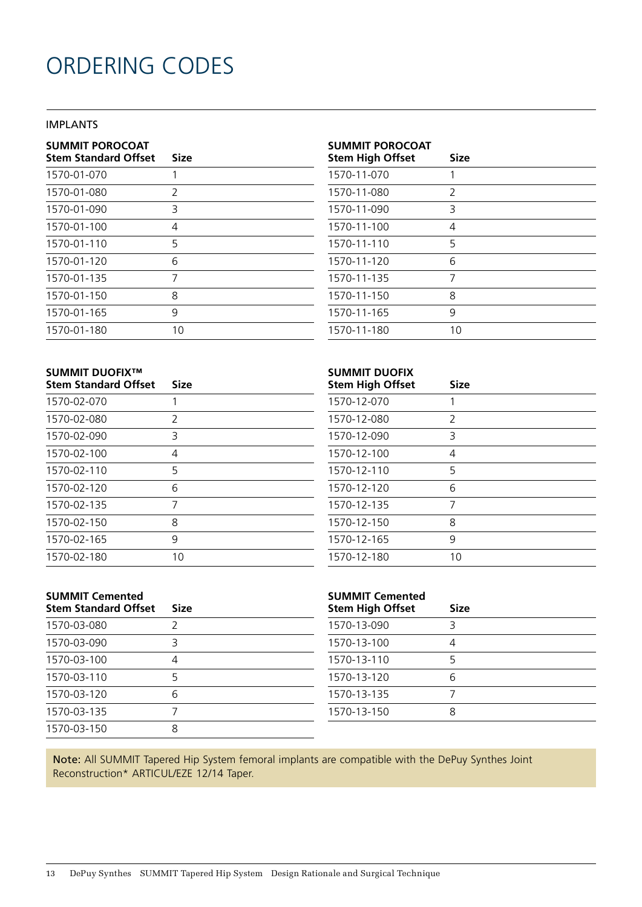# ORDERING CODES

IMPLANTS

| SUMMIT POROCOAT Stem Standard Offset | Size |
|---|---|
| 1570-01-070 | 1 |
| 1570-01-080 | 2 |
| 1570-01-090 | 3 |
| 1570-01-100 | 4 |
| 1570-01-110 | 5 |
| 1570-01-120 | 6 |
| 1570-01-135 | 7 |
| 1570-01-150 | 8 |
| 1570-01-165 | 9 |
| 1570-01-180 | 10 |

| SUMMIT POROCOAT Stem High Offset | Size |
|---|---|
| 1570-11-070 | 1 |
| 1570-11-080 | 2 |
| 1570-11-090 | 3 |
| 1570-11-100 | 4 |
| 1570-11-110 | 5 |
| 1570-11-120 | 6 |
| 1570-11-135 | 7 |
| 1570-11-150 | 8 |
| 1570-11-165 | 9 |
| 1570-11-180 | 10 |

| SUMMIT DUOFIX™ Stem Standard Offset | Size |
|---|---|
| 1570-02-070 | 1 |
| 1570-02-080 | 2 |
| 1570-02-090 | 3 |
| 1570-02-100 | 4 |
| 1570-02-110 | 5 |
| 1570-02-120 | 6 |
| 1570-02-135 | 7 |
| 1570-02-150 | 8 |
| 1570-02-165 | 9 |
| 1570-02-180 | 10 |

| SUMMIT DUOFIX Stem High Offset | Size |
|---|---|
| 1570-12-070 | 1 |
| 1570-12-080 | 2 |
| 1570-12-090 | 3 |
| 1570-12-100 | 4 |
| 1570-12-110 | 5 |
| 1570-12-120 | 6 |
| 1570-12-135 | 7 |
| 1570-12-150 | 8 |
| 1570-12-165 | 9 |
| 1570-12-180 | 10 |

| SUMMIT Cemented Stem Standard Offset | Size |
|---|---|
| 1570-03-080 | 2 |
| 1570-03-090 | 3 |
| 1570-03-100 | 4 |
| 1570-03-110 | 5 |
| 1570-03-120 | 6 |
| 1570-03-135 | 7 |
| 1570-03-150 | 8 |

| SUMMIT Cemented Stem High Offset | Size |
|---|---|
| 1570-13-090 | 3 |
| 1570-13-100 | 4 |
| 1570-13-110 | 5 |
| 1570-13-120 | 6 |
| 1570-13-135 | 7 |
| 1570-13-150 | 8 |

**Note:** All SUMMIT Tapered Hip System femoral implants are compatible with the DePuy Synthes Joint Reconstruction* ARTICUL/EZE 12/14 Taper.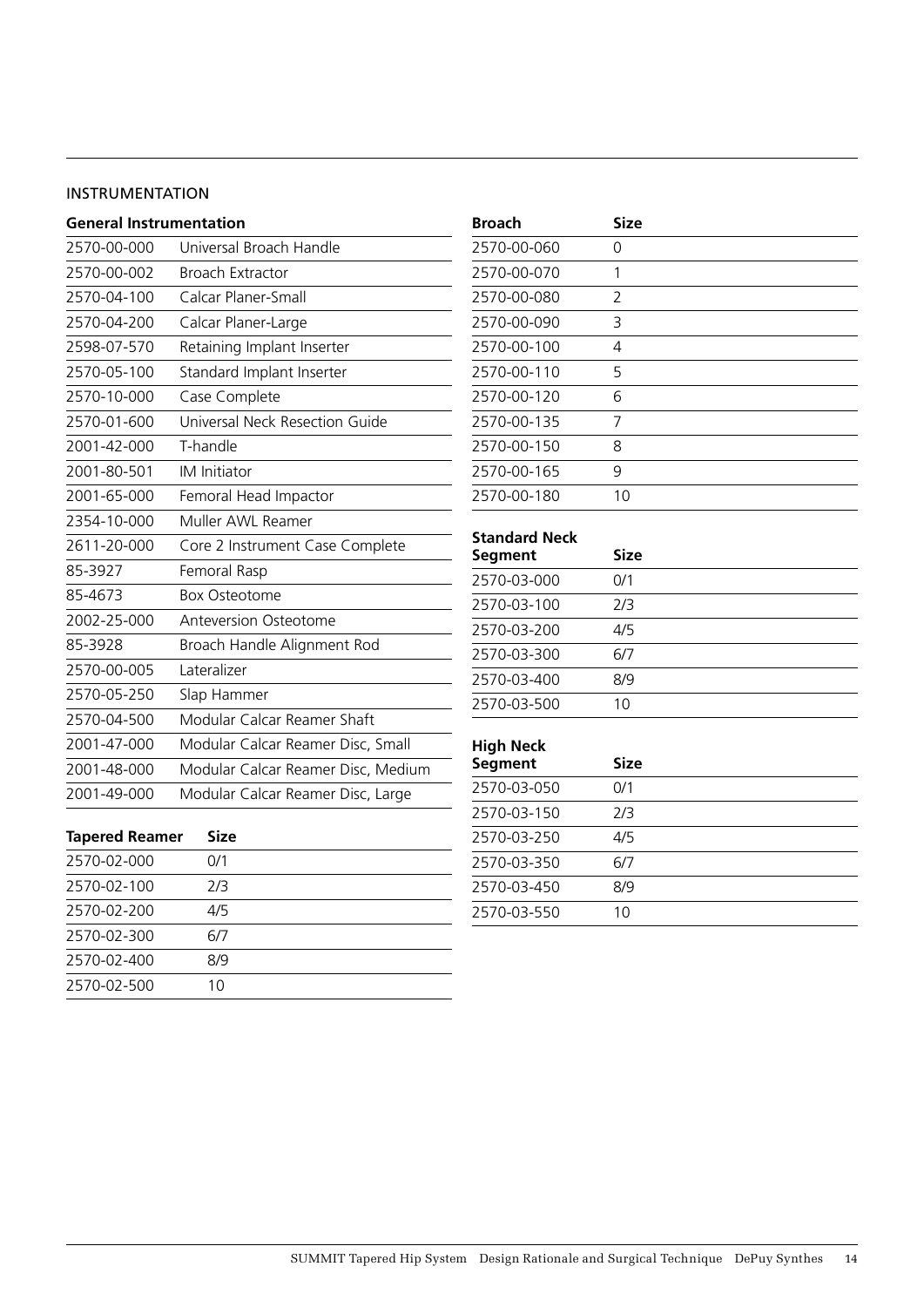## INSTRUMENTATION

| General Instrumentation | |
|---|---|
| 2570-00-000 | Universal Broach Handle |
| 2570-00-002 | Broach Extractor |
| 2570-04-100 | Calcar Planer-Small |
| 2570-04-200 | Calcar Planer-Large |
| 2598-07-570 | Retaining Implant Inserter |
| 2570-05-100 | Standard Implant Inserter |
| 2570-10-000 | Case Complete |
| 2570-01-600 | Universal Neck Resection Guide |
| 2001-42-000 | T-handle |
| 2001-80-501 | IM Initiator |
| 2001-65-000 | Femoral Head Impactor |
| 2354-10-000 | Muller AWL Reamer |
| 2611-20-000 | Core 2 Instrument Case Complete |
| 85-3927 | Femoral Rasp |
| 85-4673 | Box Osteotome |
| 2002-25-000 | Anteversion Osteotome |
| 85-3928 | Broach Handle Alignment Rod |
| 2570-00-005 | Lateralizer |
| 2570-05-250 | Slap Hammer |
| 2570-04-500 | Modular Calcar Reamer Shaft |
| 2001-47-000 | Modular Calcar Reamer Disc, Small |
| 2001-48-000 | Modular Calcar Reamer Disc, Medium |
| 2001-49-000 | Modular Calcar Reamer Disc, Large |

| Tapered Reamer | Size |
|---|---|
| 2570-02-000 | 0/1 |
| 2570-02-100 | 2/3 |
| 2570-02-200 | 4/5 |
| 2570-02-300 | 6/7 |
| 2570-02-400 | 8/9 |
| 2570-02-500 | 10 |

| Broach | Size |
|---|---|
| 2570-00-060 | 0 |
| 2570-00-070 | 1 |
| 2570-00-080 | 2 |
| 2570-00-090 | 3 |
| 2570-00-100 | 4 |
| 2570-00-110 | 5 |
| 2570-00-120 | 6 |
| 2570-00-135 | 7 |
| 2570-00-150 | 8 |
| 2570-00-165 | 9 |
| 2570-00-180 | 10 |

| Standard Neck Segment | Size |
|---|---|
| 2570-03-000 | 0/1 |
| 2570-03-100 | 2/3 |
| 2570-03-200 | 4/5 |
| 2570-03-300 | 6/7 |
| 2570-03-400 | 8/9 |
| 2570-03-500 | 10 |

| High Neck Segment | Size |
|---|---|
| 2570-03-050 | 0/1 |
| 2570-03-150 | 2/3 |
| 2570-03-250 | 4/5 |
| 2570-03-350 | 6/7 |
| 2570-03-450 | 8/9 |
| 2570-03-550 | 10 |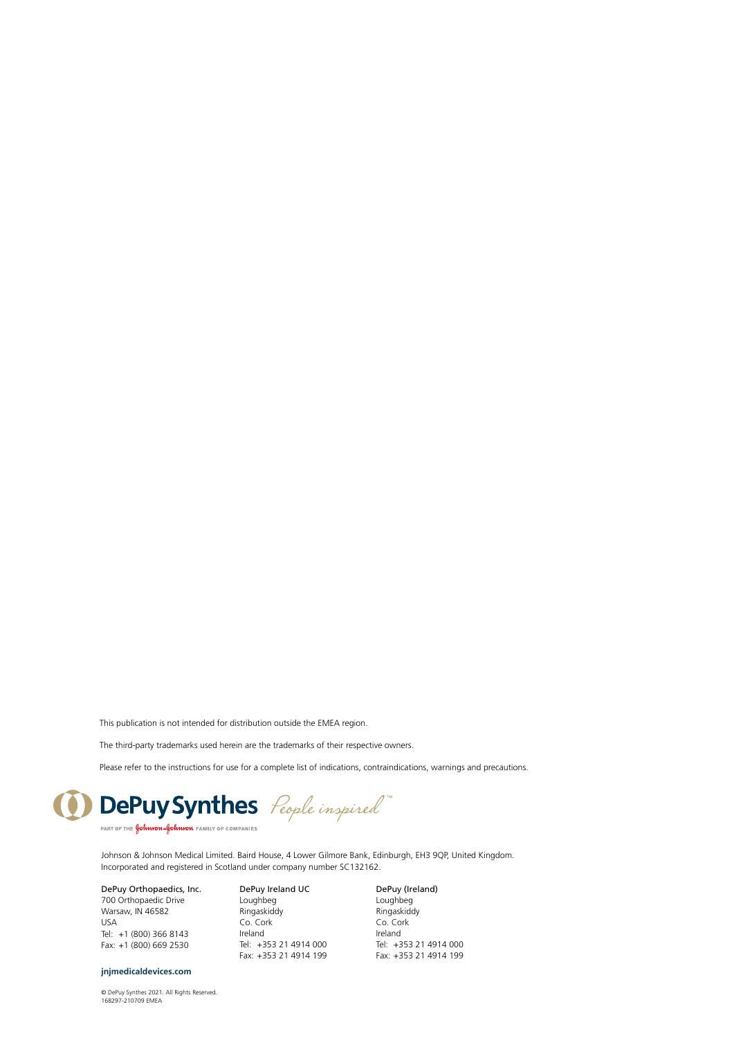This publication is not intended for distribution outside the EMEA region.

The third-party trademarks used herein are the trademarks of their respective owners.

Please refer to the instructions for use for a complete list of indications, contraindications, warnings and precautions.

DePuy Synthes *People inspired*™

PART OF THE Johnson & Johnson FAMILY OF COMPANIES

Johnson & Johnson Medical Limited. Baird House, 4 Lower Gilmore Bank, Edinburgh, EH3 9QP, United Kingdom.
Incorporated and registered in Scotland under company number SC132162.

DePuy Orthopaedics, Inc.
700 Orthopaedic Drive
Warsaw, IN 46582
USA
Tel: +1 (800) 366 8143
Fax: +1 (800) 669 2530

DePuy Ireland UC
Loughbeg
Ringaskiddy
Co. Cork
Ireland
Tel: +353 21 4914 000
Fax: +353 21 4914 199

DePuy (Ireland)
Loughbeg
Ringaskiddy
Co. Cork
Ireland
Tel: +353 21 4914 000
Fax: +353 21 4914 199

**jnjmedicaldevices.com**

© DePuy Synthes 2021. All Rights Reserved.
168297-210709 EMEA